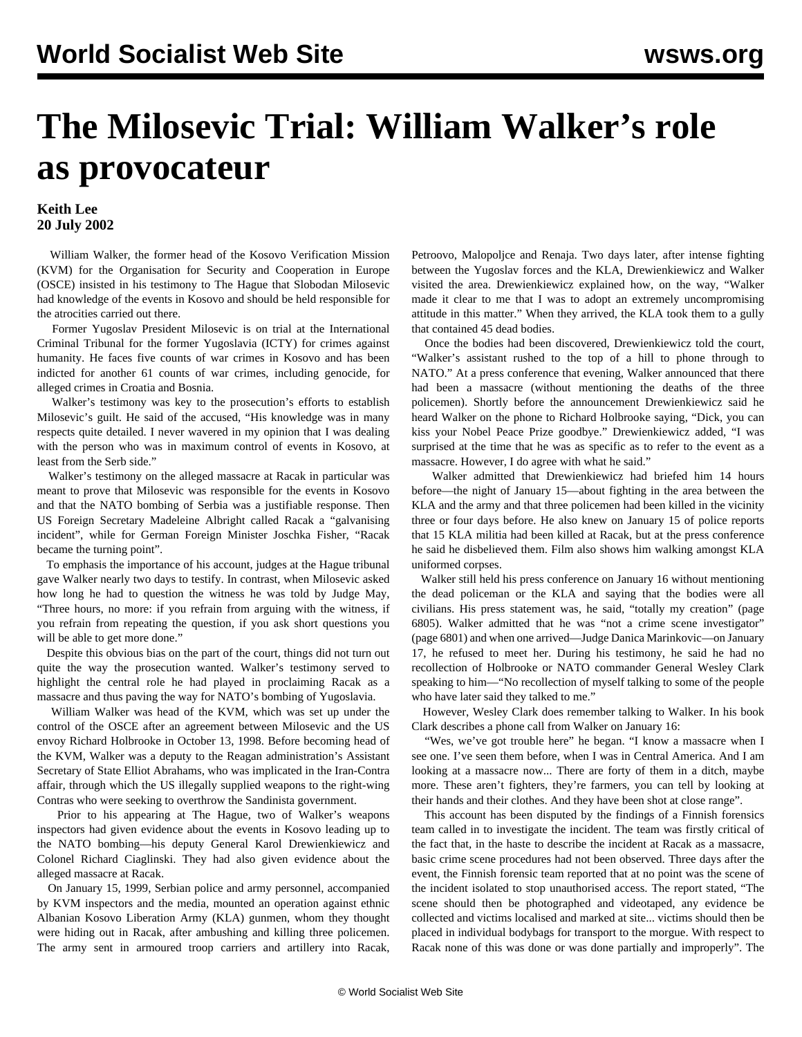# The Milosevic Trial: William Walker's role as provocateur

**Keith Lee**
**20 July 2002**

William Walker, the former head of the Kosovo Verification Mission (KVM) for the Organisation for Security and Cooperation in Europe (OSCE) insisted in his testimony to The Hague that Slobodan Milosevic had knowledge of the events in Kosovo and should be held responsible for the atrocities carried out there.

Former Yugoslav President Milosevic is on trial at the International Criminal Tribunal for the former Yugoslavia (ICTY) for crimes against humanity. He faces five counts of war crimes in Kosovo and has been indicted for another 61 counts of war crimes, including genocide, for alleged crimes in Croatia and Bosnia.

Walker's testimony was key to the prosecution's efforts to establish Milosevic's guilt. He said of the accused, "His knowledge was in many respects quite detailed. I never wavered in my opinion that I was dealing with the person who was in maximum control of events in Kosovo, at least from the Serb side."

Walker's testimony on the alleged massacre at Racak in particular was meant to prove that Milosevic was responsible for the events in Kosovo and that the NATO bombing of Serbia was a justifiable response. Then US Foreign Secretary Madeleine Albright called Racak a "galvanising incident", while for German Foreign Minister Joschka Fisher, "Racak became the turning point".

To emphasis the importance of his account, judges at the Hague tribunal gave Walker nearly two days to testify. In contrast, when Milosevic asked how long he had to question the witness he was told by Judge May, "Three hours, no more: if you refrain from arguing with the witness, if you refrain from repeating the question, if you ask short questions you will be able to get more done."

Despite this obvious bias on the part of the court, things did not turn out quite the way the prosecution wanted. Walker's testimony served to highlight the central role he had played in proclaiming Racak as a massacre and thus paving the way for NATO's bombing of Yugoslavia.

William Walker was head of the KVM, which was set up under the control of the OSCE after an agreement between Milosevic and the US envoy Richard Holbrooke in October 13, 1998. Before becoming head of the KVM, Walker was a deputy to the Reagan administration's Assistant Secretary of State Elliot Abrahams, who was implicated in the Iran-Contra affair, through which the US illegally supplied weapons to the right-wing Contras who were seeking to overthrow the Sandinista government.

Prior to his appearing at The Hague, two of Walker's weapons inspectors had given evidence about the events in Kosovo leading up to the NATO bombing—his deputy General Karol Drewienkiewicz and Colonel Richard Ciaglinski. They had also given evidence about the alleged massacre at Racak.

On January 15, 1999, Serbian police and army personnel, accompanied by KVM inspectors and the media, mounted an operation against ethnic Albanian Kosovo Liberation Army (KLA) gunmen, whom they thought were hiding out in Racak, after ambushing and killing three policemen. The army sent in armoured troop carriers and artillery into Racak, Petroovo, Malopoljce and Renaja. Two days later, after intense fighting between the Yugoslav forces and the KLA, Drewienkiewicz and Walker visited the area. Drewienkiewicz explained how, on the way, "Walker made it clear to me that I was to adopt an extremely uncompromising attitude in this matter." When they arrived, the KLA took them to a gully that contained 45 dead bodies.

Once the bodies had been discovered, Drewienkiewicz told the court, "Walker's assistant rushed to the top of a hill to phone through to NATO." At a press conference that evening, Walker announced that there had been a massacre (without mentioning the deaths of the three policemen). Shortly before the announcement Drewienkiewicz said he heard Walker on the phone to Richard Holbrooke saying, "Dick, you can kiss your Nobel Peace Prize goodbye." Drewienkiewicz added, "I was surprised at the time that he was as specific as to refer to the event as a massacre. However, I do agree with what he said."

Walker admitted that Drewienkiewicz had briefed him 14 hours before—the night of January 15—about fighting in the area between the KLA and the army and that three policemen had been killed in the vicinity three or four days before. He also knew on January 15 of police reports that 15 KLA militia had been killed at Racak, but at the press conference he said he disbelieved them. Film also shows him walking amongst KLA uniformed corpses.

Walker still held his press conference on January 16 without mentioning the dead policeman or the KLA and saying that the bodies were all civilians. His press statement was, he said, "totally my creation" (page 6805). Walker admitted that he was "not a crime scene investigator" (page 6801) and when one arrived—Judge Danica Marinkovic—on January 17, he refused to meet her. During his testimony, he said he had no recollection of Holbrooke or NATO commander General Wesley Clark speaking to him—"No recollection of myself talking to some of the people who have later said they talked to me."

However, Wesley Clark does remember talking to Walker. In his book Clark describes a phone call from Walker on January 16:

"Wes, we've got trouble here" he began. "I know a massacre when I see one. I've seen them before, when I was in Central America. And I am looking at a massacre now... There are forty of them in a ditch, maybe more. These aren't fighters, they're farmers, you can tell by looking at their hands and their clothes. And they have been shot at close range".

This account has been disputed by the findings of a Finnish forensics team called in to investigate the incident. The team was firstly critical of the fact that, in the haste to describe the incident at Racak as a massacre, basic crime scene procedures had not been observed. Three days after the event, the Finnish forensic team reported that at no point was the scene of the incident isolated to stop unauthorised access. The report stated, "The scene should then be photographed and videotaped, any evidence be collected and victims localised and marked at site... victims should then be placed in individual bodybags for transport to the morgue. With respect to Racak none of this was done or was done partially and improperly". The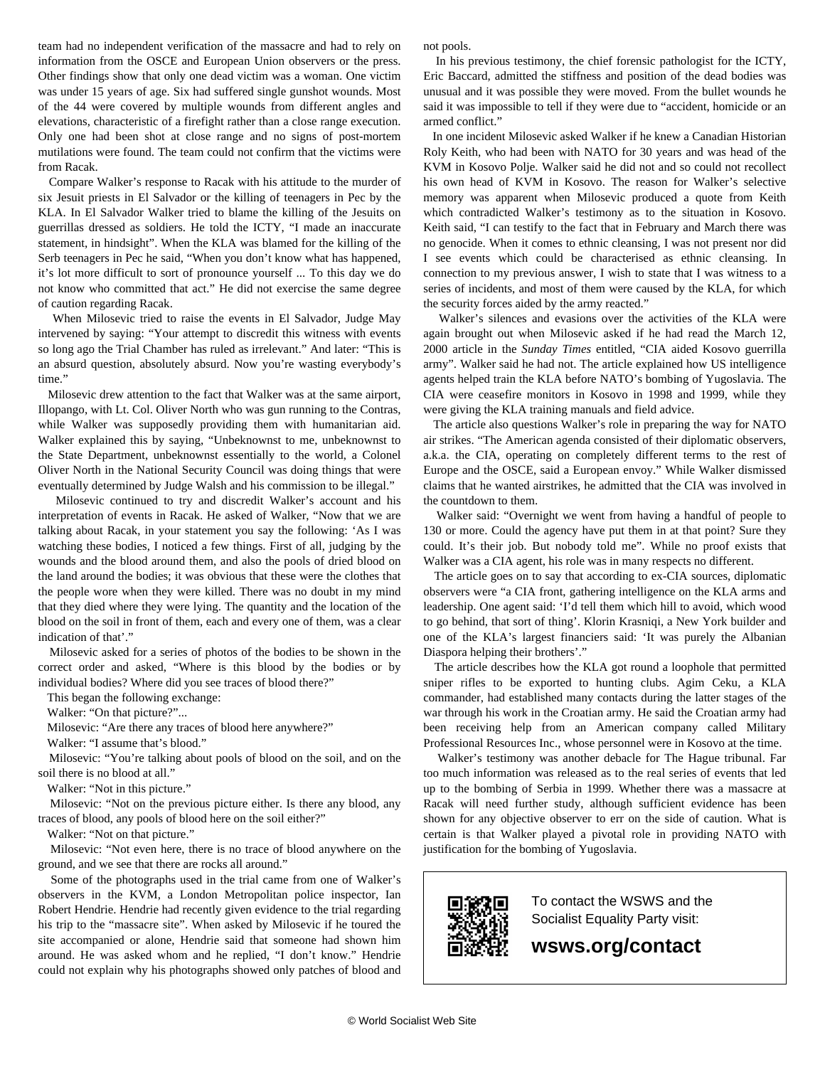team had no independent verification of the massacre and had to rely on information from the OSCE and European Union observers or the press. Other findings show that only one dead victim was a woman. One victim was under 15 years of age. Six had suffered single gunshot wounds. Most of the 44 were covered by multiple wounds from different angles and elevations, characteristic of a firefight rather than a close range execution. Only one had been shot at close range and no signs of post-mortem mutilations were found. The team could not confirm that the victims were from Racak.

Compare Walker's response to Racak with his attitude to the murder of six Jesuit priests in El Salvador or the killing of teenagers in Pec by the KLA. In El Salvador Walker tried to blame the killing of the Jesuits on guerrillas dressed as soldiers. He told the ICTY, "I made an inaccurate statement, in hindsight". When the KLA was blamed for the killing of the Serb teenagers in Pec he said, "When you don't know what has happened, it's lot more difficult to sort of pronounce yourself ... To this day we do not know who committed that act." He did not exercise the same degree of caution regarding Racak.

When Milosevic tried to raise the events in El Salvador, Judge May intervened by saying: "Your attempt to discredit this witness with events so long ago the Trial Chamber has ruled as irrelevant." And later: "This is an absurd question, absolutely absurd. Now you're wasting everybody's time."

Milosevic drew attention to the fact that Walker was at the same airport, Illopango, with Lt. Col. Oliver North who was gun running to the Contras, while Walker was supposedly providing them with humanitarian aid. Walker explained this by saying, "Unbeknownst to me, unbeknownst to the State Department, unbeknownst essentially to the world, a Colonel Oliver North in the National Security Council was doing things that were eventually determined by Judge Walsh and his commission to be illegal."

Milosevic continued to try and discredit Walker's account and his interpretation of events in Racak. He asked of Walker, "Now that we are talking about Racak, in your statement you say the following: 'As I was watching these bodies, I noticed a few things. First of all, judging by the wounds and the blood around them, and also the pools of dried blood on the land around the bodies; it was obvious that these were the clothes that the people wore when they were killed. There was no doubt in my mind that they died where they were lying. The quantity and the location of the blood on the soil in front of them, each and every one of them, was a clear indication of that'."

Milosevic asked for a series of photos of the bodies to be shown in the correct order and asked, "Where is this blood by the bodies or by individual bodies? Where did you see traces of blood there?"

This began the following exchange:

Walker: "On that picture?"...

Milosevic: "Are there any traces of blood here anywhere?"

Walker: "I assume that's blood."

Milosevic: "You're talking about pools of blood on the soil, and on the soil there is no blood at all."

Walker: "Not in this picture."

Milosevic: "Not on the previous picture either. Is there any blood, any traces of blood, any pools of blood here on the soil either?"

Walker: "Not on that picture."

Milosevic: "Not even here, there is no trace of blood anywhere on the ground, and we see that there are rocks all around."

Some of the photographs used in the trial came from one of Walker's observers in the KVM, a London Metropolitan police inspector, Ian Robert Hendrie. Hendrie had recently given evidence to the trial regarding his trip to the "massacre site". When asked by Milosevic if he toured the site accompanied or alone, Hendrie said that someone had shown him around. He was asked whom and he replied, "I don't know." Hendrie could not explain why his photographs showed only patches of blood and not pools.

In his previous testimony, the chief forensic pathologist for the ICTY, Eric Baccard, admitted the stiffness and position of the dead bodies was unusual and it was possible they were moved. From the bullet wounds he said it was impossible to tell if they were due to "accident, homicide or an armed conflict."

In one incident Milosevic asked Walker if he knew a Canadian Historian Roly Keith, who had been with NATO for 30 years and was head of the KVM in Kosovo Polje. Walker said he did not and so could not recollect his own head of KVM in Kosovo. The reason for Walker's selective memory was apparent when Milosevic produced a quote from Keith which contradicted Walker's testimony as to the situation in Kosovo. Keith said, "I can testify to the fact that in February and March there was no genocide. When it comes to ethnic cleansing, I was not present nor did I see events which could be characterised as ethnic cleansing. In connection to my previous answer, I wish to state that I was witness to a series of incidents, and most of them were caused by the KLA, for which the security forces aided by the army reacted."

Walker's silences and evasions over the activities of the KLA were again brought out when Milosevic asked if he had read the March 12, 2000 article in the *Sunday Times* entitled, "CIA aided Kosovo guerrilla army". Walker said he had not. The article explained how US intelligence agents helped train the KLA before NATO's bombing of Yugoslavia. The CIA were ceasefire monitors in Kosovo in 1998 and 1999, while they were giving the KLA training manuals and field advice.

The article also questions Walker's role in preparing the way for NATO air strikes. "The American agenda consisted of their diplomatic observers, a.k.a. the CIA, operating on completely different terms to the rest of Europe and the OSCE, said a European envoy." While Walker dismissed claims that he wanted airstrikes, he admitted that the CIA was involved in the countdown to them.

Walker said: "Overnight we went from having a handful of people to 130 or more. Could the agency have put them in at that point? Sure they could. It's their job. But nobody told me". While no proof exists that Walker was a CIA agent, his role was in many respects no different.

The article goes on to say that according to ex-CIA sources, diplomatic observers were "a CIA front, gathering intelligence on the KLA arms and leadership. One agent said: 'I'd tell them which hill to avoid, which wood to go behind, that sort of thing'. Klorin Krasniqi, a New York builder and one of the KLA's largest financiers said: 'It was purely the Albanian Diaspora helping their brothers'."

The article describes how the KLA got round a loophole that permitted sniper rifles to be exported to hunting clubs. Agim Ceku, a KLA commander, had established many contacts during the latter stages of the war through his work in the Croatian army. He said the Croatian army had been receiving help from an American company called Military Professional Resources Inc., whose personnel were in Kosovo at the time.

Walker's testimony was another debacle for The Hague tribunal. Far too much information was released as to the real series of events that led up to the bombing of Serbia in 1999. Whether there was a massacre at Racak will need further study, although sufficient evidence has been shown for any objective observer to err on the side of caution. What is certain is that Walker played a pivotal role in providing NATO with justification for the bombing of Yugoslavia.

To contact the WSWS and the Socialist Equality Party visit:

**wsws.org/contact**